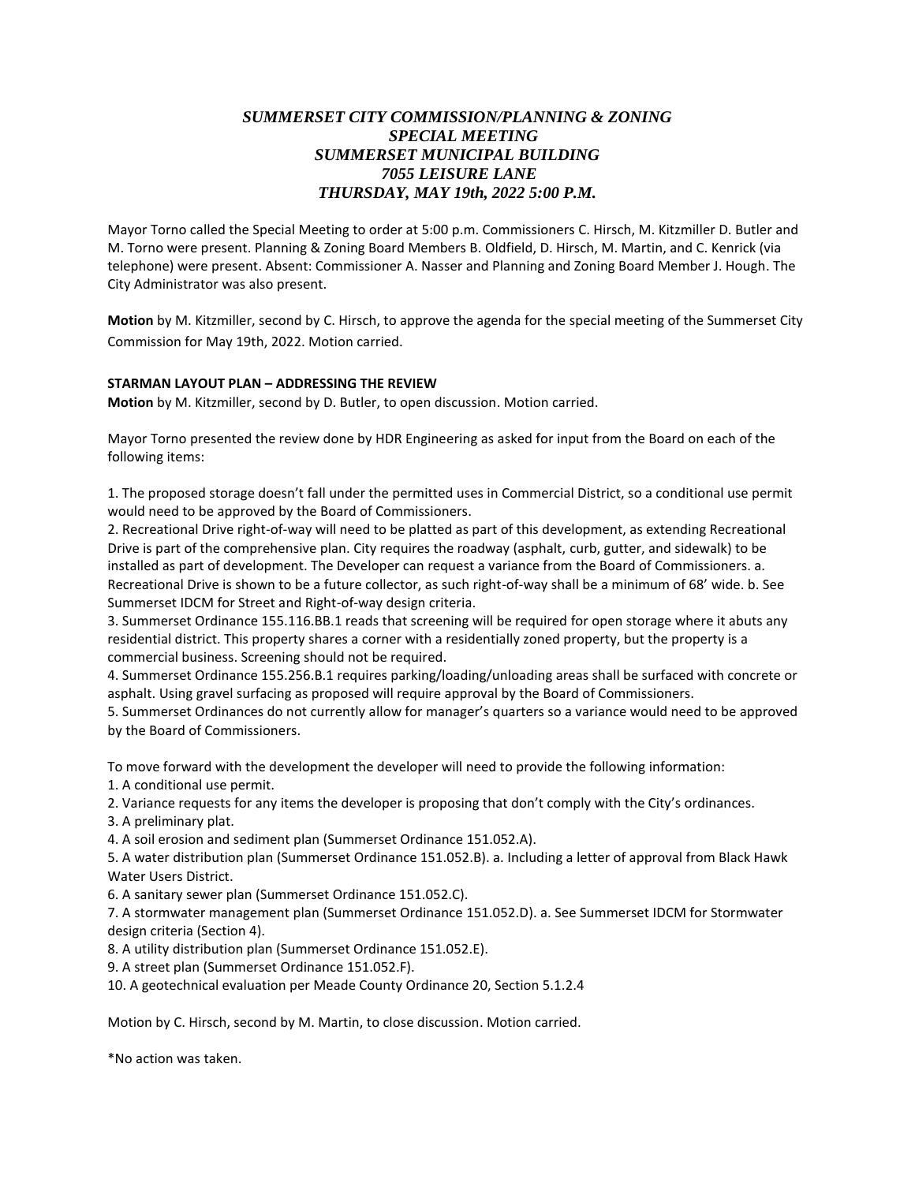# *SUMMERSET CITY COMMISSION/PLANNING & ZONING SPECIAL MEETING SUMMERSET MUNICIPAL BUILDING 7055 LEISURE LANE THURSDAY, MAY 19th, 2022 5:00 P.M.*

Mayor Torno called the Special Meeting to order at 5:00 p.m. Commissioners C. Hirsch, M. Kitzmiller D. Butler and M. Torno were present. Planning & Zoning Board Members B. Oldfield, D. Hirsch, M. Martin, and C. Kenrick (via telephone) were present. Absent: Commissioner A. Nasser and Planning and Zoning Board Member J. Hough. The City Administrator was also present.

**Motion** by M. Kitzmiller, second by C. Hirsch, to approve the agenda for the special meeting of the Summerset City Commission for May 19th, 2022. Motion carried.

**STARMAN LAYOUT PLAN – ADDRESSING THE REVIEW**

**Motion** by M. Kitzmiller, second by D. Butler, to open discussion. Motion carried.

Mayor Torno presented the review done by HDR Engineering as asked for input from the Board on each of the following items:

1. The proposed storage doesn't fall under the permitted uses in Commercial District, so a conditional use permit would need to be approved by the Board of Commissioners.
2. Recreational Drive right-of-way will need to be platted as part of this development, as extending Recreational Drive is part of the comprehensive plan. City requires the roadway (asphalt, curb, gutter, and sidewalk) to be installed as part of development. The Developer can request a variance from the Board of Commissioners. a. Recreational Drive is shown to be a future collector, as such right-of-way shall be a minimum of 68' wide. b. See Summerset IDCM for Street and Right-of-way design criteria.
3. Summerset Ordinance 155.116.BB.1 reads that screening will be required for open storage where it abuts any residential district. This property shares a corner with a residentially zoned property, but the property is a commercial business. Screening should not be required.
4. Summerset Ordinance 155.256.B.1 requires parking/loading/unloading areas shall be surfaced with concrete or asphalt. Using gravel surfacing as proposed will require approval by the Board of Commissioners.
5. Summerset Ordinances do not currently allow for manager's quarters so a variance would need to be approved by the Board of Commissioners.

To move forward with the development the developer will need to provide the following information:

1. A conditional use permit.
2. Variance requests for any items the developer is proposing that don't comply with the City's ordinances.
3. A preliminary plat.
4. A soil erosion and sediment plan (Summerset Ordinance 151.052.A).
5. A water distribution plan (Summerset Ordinance 151.052.B). a. Including a letter of approval from Black Hawk Water Users District.
6. A sanitary sewer plan (Summerset Ordinance 151.052.C).
7. A stormwater management plan (Summerset Ordinance 151.052.D). a. See Summerset IDCM for Stormwater design criteria (Section 4).
8. A utility distribution plan (Summerset Ordinance 151.052.E).
9. A street plan (Summerset Ordinance 151.052.F).
10. A geotechnical evaluation per Meade County Ordinance 20, Section 5.1.2.4

Motion by C. Hirsch, second by M. Martin, to close discussion. Motion carried.

*No action was taken.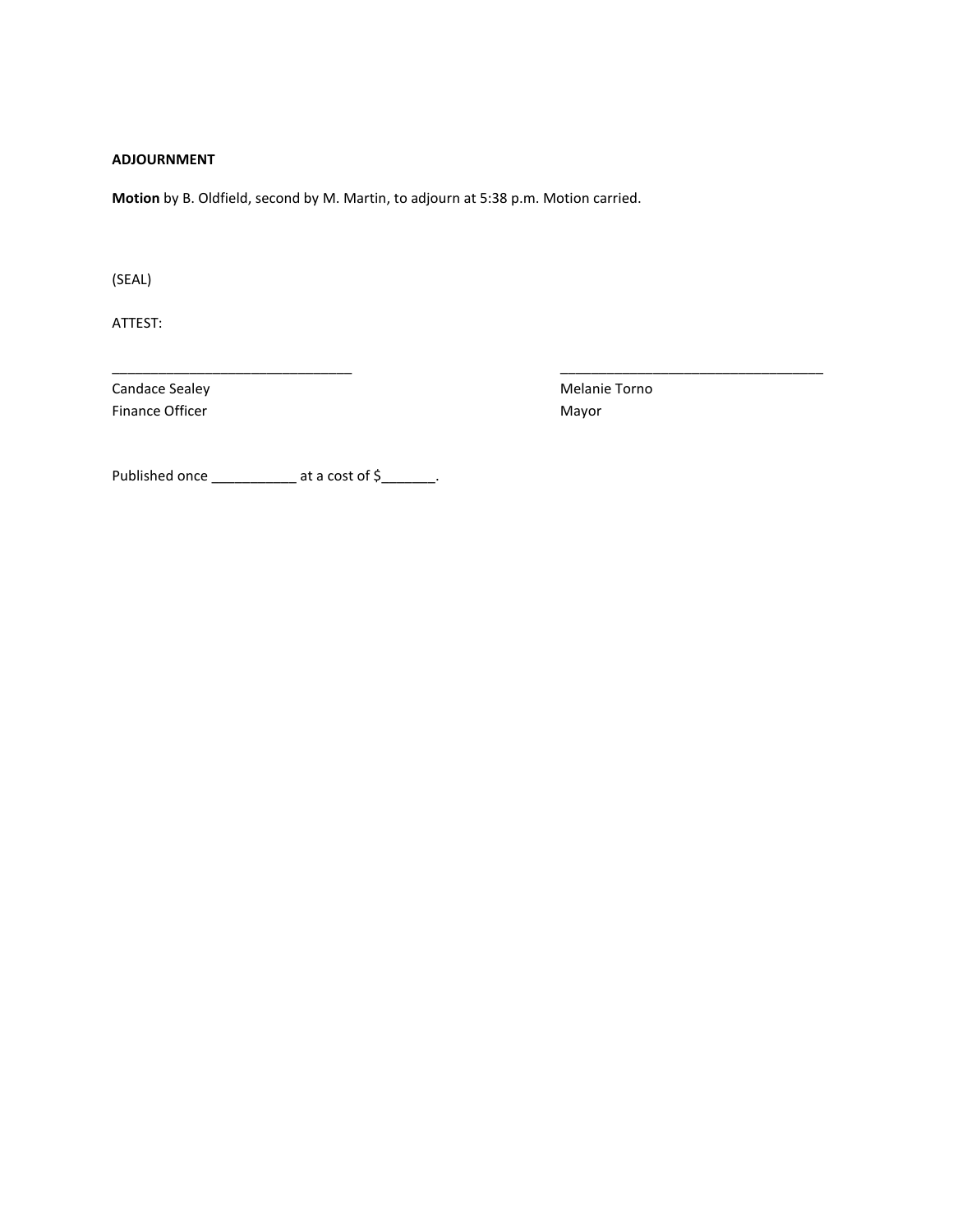**ADJOURNMENT**

**Motion** by B. Oldfield, second by M. Martin, to adjourn at 5:38 p.m. Motion carried.

(SEAL)

ATTEST:

| | |
|---|---|
| _______________________________ | ___________________________________ |
| Candace Sealey | Melanie Torno |
| Finance Officer | Mayor |

Published once ___________ at a cost of $_______.